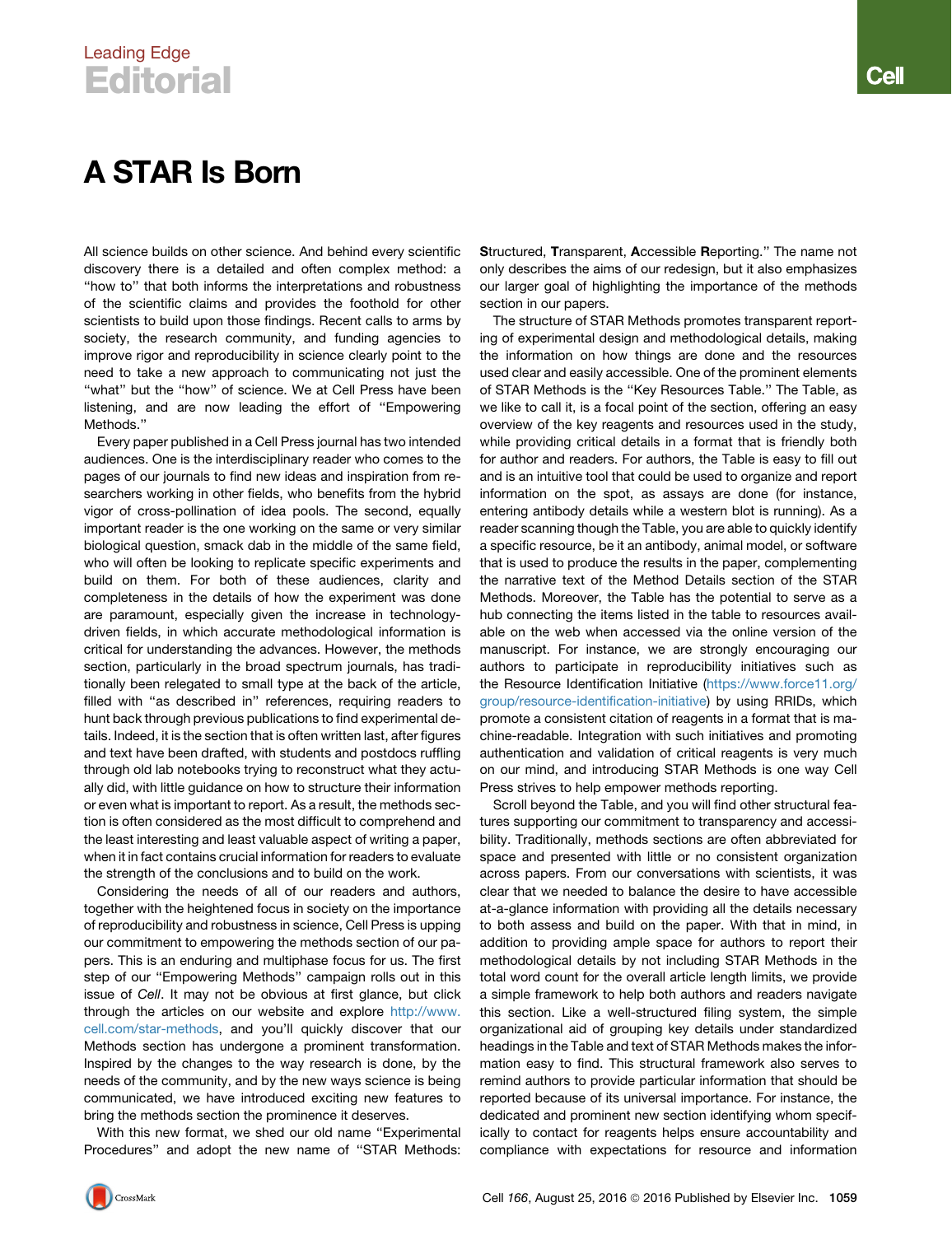Leading Edge

# Editorial

# A STAR Is Born

All science builds on other science. And behind every scientific discovery there is a detailed and often complex method: a "how to" that both informs the interpretations and robustness of the scientific claims and provides the foothold for other scientists to build upon those findings. Recent calls to arms by society, the research community, and funding agencies to improve rigor and reproducibility in science clearly point to the need to take a new approach to communicating not just the "what" but the "how" of science. We at Cell Press have been listening, and are now leading the effort of "Empowering Methods."

Every paper published in a Cell Press journal has two intended audiences. One is the interdisciplinary reader who comes to the pages of our journals to find new ideas and inspiration from researchers working in other fields, who benefits from the hybrid vigor of cross-pollination of idea pools. The second, equally important reader is the one working on the same or very similar biological question, smack dab in the middle of the same field, who will often be looking to replicate specific experiments and build on them. For both of these audiences, clarity and completeness in the details of how the experiment was done are paramount, especially given the increase in technology-driven fields, in which accurate methodological information is critical for understanding the advances. However, the methods section, particularly in the broad spectrum journals, has traditionally been relegated to small type at the back of the article, filled with "as described in" references, requiring readers to hunt back through previous publications to find experimental details. Indeed, it is the section that is often written last, after figures and text have been drafted, with students and postdocs ruffling through old lab notebooks trying to reconstruct what they actually did, with little guidance on how to structure their information or even what is important to report. As a result, the methods section is often considered as the most difficult to comprehend and the least interesting and least valuable aspect of writing a paper, when it in fact contains crucial information for readers to evaluate the strength of the conclusions and to build on the work.

Considering the needs of all of our readers and authors, together with the heightened focus in society on the importance of reproducibility and robustness in science, Cell Press is upping our commitment to empowering the methods section of our papers. This is an enduring and multiphase focus for us. The first step of our "Empowering Methods" campaign rolls out in this issue of *Cell*. It may not be obvious at first glance, but click through the articles on our website and explore http://www.cell.com/star-methods, and you'll quickly discover that our Methods section has undergone a prominent transformation. Inspired by the changes to the way research is done, by the needs of the community, and by the new ways science is being communicated, we have introduced exciting new features to bring the methods section the prominence it deserves.

With this new format, we shed our old name "Experimental Procedures" and adopt the new name of "STAR Methods: **S**tructured, **T**ransparent, **A**ccessible **R**eporting." The name not only describes the aims of our redesign, but it also emphasizes our larger goal of highlighting the importance of the methods section in our papers.

The structure of STAR Methods promotes transparent reporting of experimental design and methodological details, making the information on how things are done and the resources used clear and easily accessible. One of the prominent elements of STAR Methods is the "Key Resources Table." The Table, as we like to call it, is a focal point of the section, offering an easy overview of the key reagents and resources used in the study, while providing critical details in a format that is friendly both for author and readers. For authors, the Table is easy to fill out and is an intuitive tool that could be used to organize and report information on the spot, as assays are done (for instance, entering antibody details while a western blot is running). As a reader scanning though the Table, you are able to quickly identify a specific resource, be it an antibody, animal model, or software that is used to produce the results in the paper, complementing the narrative text of the Method Details section of the STAR Methods. Moreover, the Table has the potential to serve as a hub connecting the items listed in the table to resources available on the web when accessed via the online version of the manuscript. For instance, we are strongly encouraging our authors to participate in reproducibility initiatives such as the Resource Identification Initiative (https://www.force11.org/group/resource-identification-initiative) by using RRIDs, which promote a consistent citation of reagents in a format that is machine-readable. Integration with such initiatives and promoting authentication and validation of critical reagents is very much on our mind, and introducing STAR Methods is one way Cell Press strives to help empower methods reporting.

Scroll beyond the Table, and you will find other structural features supporting our commitment to transparency and accessibility. Traditionally, methods sections are often abbreviated for space and presented with little or no consistent organization across papers. From our conversations with scientists, it was clear that we needed to balance the desire to have accessible at-a-glance information with providing all the details necessary to both assess and build on the paper. With that in mind, in addition to providing ample space for authors to report their methodological details by not including STAR Methods in the total word count for the overall article length limits, we provide a simple framework to help both authors and readers navigate this section. Like a well-structured filing system, the simple organizational aid of grouping key details under standardized headings in the Table and text of STAR Methods makes the information easy to find. This structural framework also serves to remind authors to provide particular information that should be reported because of its universal importance. For instance, the dedicated and prominent new section identifying whom specifically to contact for reagents helps ensure accountability and compliance with expectations for resource and information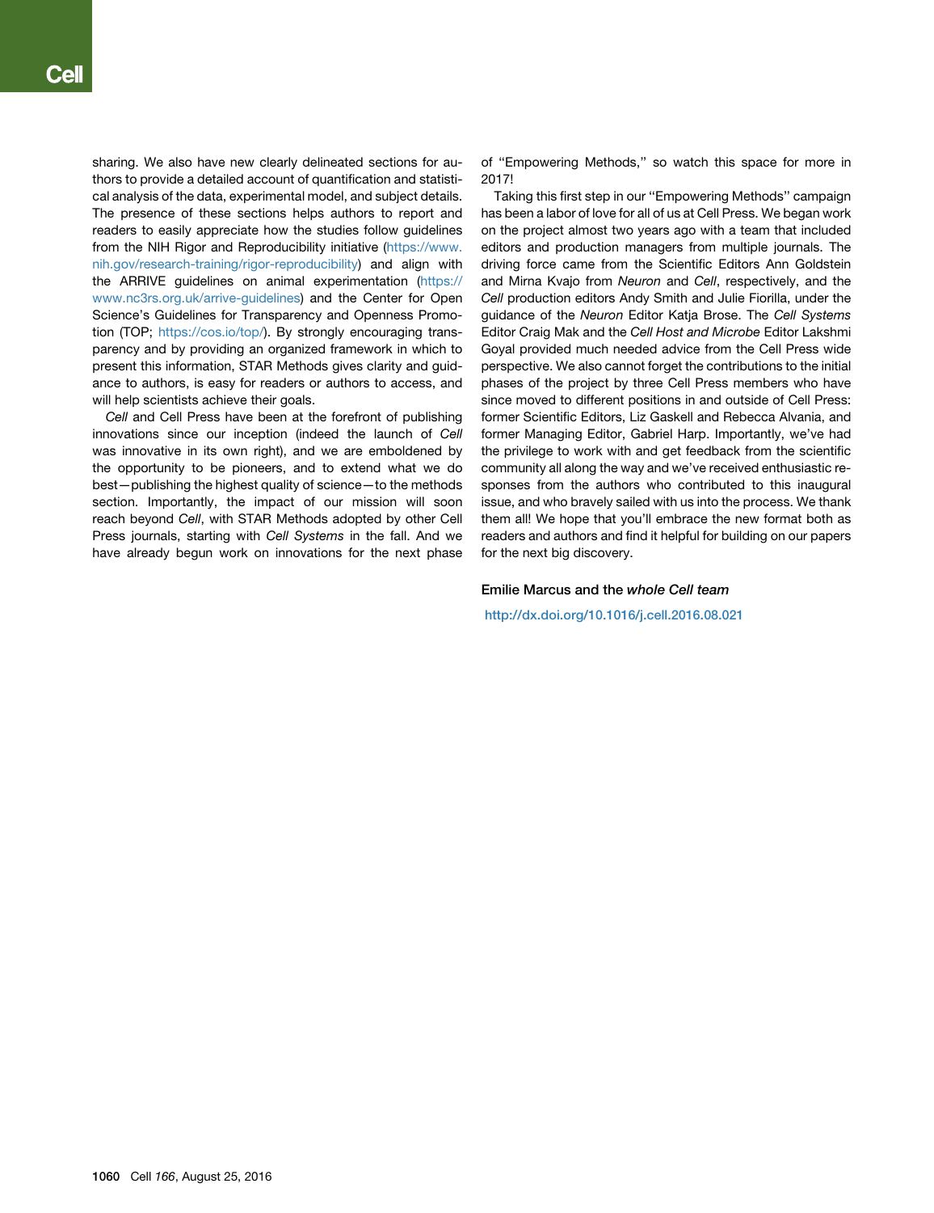sharing. We also have new clearly delineated sections for authors to provide a detailed account of quantification and statistical analysis of the data, experimental model, and subject details. The presence of these sections helps authors to report and readers to easily appreciate how the studies follow guidelines from the NIH Rigor and Reproducibility initiative (https://www.nih.gov/research-training/rigor-reproducibility) and align with the ARRIVE guidelines on animal experimentation (https://www.nc3rs.org.uk/arrive-guidelines) and the Center for Open Science's Guidelines for Transparency and Openness Promotion (TOP; https://cos.io/top/). By strongly encouraging transparency and by providing an organized framework in which to present this information, STAR Methods gives clarity and guidance to authors, is easy for readers or authors to access, and will help scientists achieve their goals.

*Cell* and Cell Press have been at the forefront of publishing innovations since our inception (indeed the launch of *Cell* was innovative in its own right), and we are emboldened by the opportunity to be pioneers, and to extend what we do best—publishing the highest quality of science—to the methods section. Importantly, the impact of our mission will soon reach beyond *Cell*, with STAR Methods adopted by other Cell Press journals, starting with *Cell Systems* in the fall. And we have already begun work on innovations for the next phase of ''Empowering Methods,'' so watch this space for more in 2017!

Taking this first step in our ''Empowering Methods'' campaign has been a labor of love for all of us at Cell Press. We began work on the project almost two years ago with a team that included editors and production managers from multiple journals. The driving force came from the Scientific Editors Ann Goldstein and Mirna Kvajo from *Neuron* and *Cell*, respectively, and the *Cell* production editors Andy Smith and Julie Fiorilla, under the guidance of the *Neuron* Editor Katja Brose. The *Cell Systems* Editor Craig Mak and the *Cell Host and Microbe* Editor Lakshmi Goyal provided much needed advice from the Cell Press wide perspective. We also cannot forget the contributions to the initial phases of the project by three Cell Press members who have since moved to different positions in and outside of Cell Press: former Scientific Editors, Liz Gaskell and Rebecca Alvania, and former Managing Editor, Gabriel Harp. Importantly, we've had the privilege to work with and get feedback from the scientific community all along the way and we've received enthusiastic responses from the authors who contributed to this inaugural issue, and who bravely sailed with us into the process. We thank them all! We hope that you'll embrace the new format both as readers and authors and find it helpful for building on our papers for the next big discovery.

Emilie Marcus and the *whole Cell team*

http://dx.doi.org/10.1016/j.cell.2016.08.021